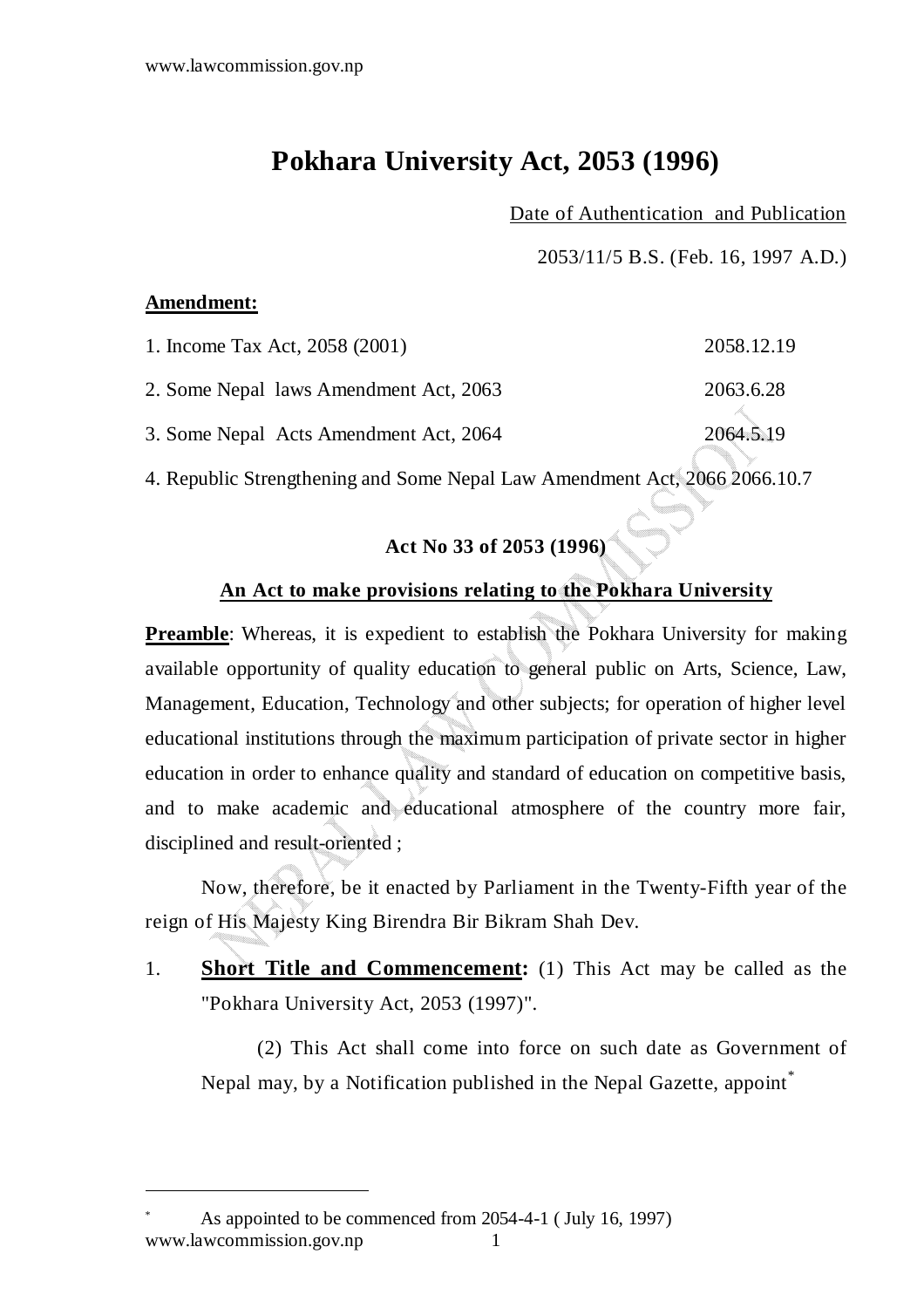# Pokhara University Act, 2053 (1996)

Date of Authentication and Publication

2053/11/5 B.S. (Feb. 16, 1997 A.D.)

**Amendment:**

| | |
|---|---|
| 1. Income Tax Act, 2058 (2001) | 2058.12.19 |
| 2. Some Nepal laws Amendment Act, 2063 | 2063.6.28 |
| 3. Some Nepal Acts Amendment Act, 2064 | 2064.5.19 |
| 4. Republic Strengthening and Some Nepal Law Amendment Act, 2066 | 2066.10.7 |

**Act No 33 of 2053 (1996)**

**An Act to make provisions relating to the Pokhara University**

**Preamble**: Whereas, it is expedient to establish the Pokhara University for making available opportunity of quality education to general public on Arts, Science, Law, Management, Education, Technology and other subjects; for operation of higher level educational institutions through the maximum participation of private sector in higher education in order to enhance quality and standard of education on competitive basis, and to make academic and educational atmosphere of the country more fair, disciplined and result-oriented ;

Now, therefore, be it enacted by Parliament in the Twenty-Fifth year of the reign of His Majesty King Birendra Bir Bikram Shah Dev.

1. **Short Title and Commencement:** (1) This Act may be called as the "Pokhara University Act, 2053 (1997)".

   (2) This Act shall come into force on such date as Government of Nepal may, by a Notification published in the Nepal Gazette, appoint*

---

* As appointed to be commenced from 2054-4-1 ( July 16, 1997)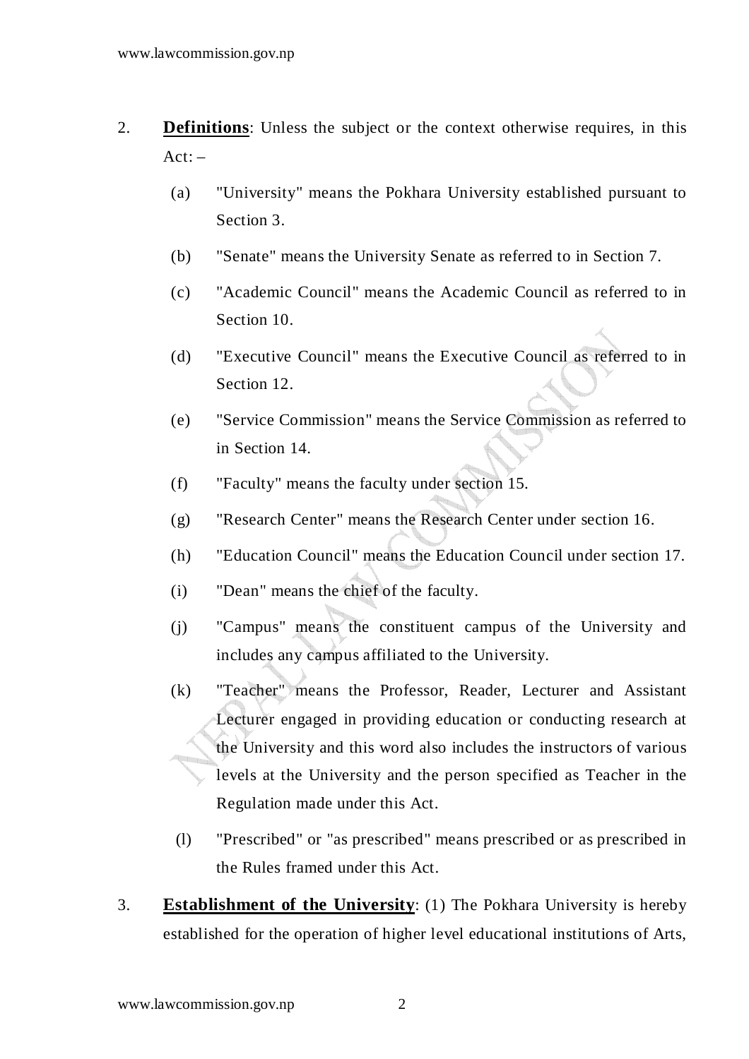2. **Definitions**: Unless the subject or the context otherwise requires, in this Act: –

   (a) "University" means the Pokhara University established pursuant to Section 3.

   (b) "Senate" means the University Senate as referred to in Section 7.

   (c) "Academic Council" means the Academic Council as referred to in Section 10.

   (d) "Executive Council" means the Executive Council as referred to in Section 12.

   (e) "Service Commission" means the Service Commission as referred to in Section 14.

   (f) "Faculty" means the faculty under section 15.

   (g) "Research Center" means the Research Center under section 16.

   (h) "Education Council" means the Education Council under section 17.

   (i) "Dean" means the chief of the faculty.

   (j) "Campus" means the constituent campus of the University and includes any campus affiliated to the University.

   (k) "Teacher" means the Professor, Reader, Lecturer and Assistant Lecturer engaged in providing education or conducting research at the University and this word also includes the instructors of various levels at the University and the person specified as Teacher in the Regulation made under this Act.

   (l) "Prescribed" or "as prescribed" means prescribed or as prescribed in the Rules framed under this Act.

3. **Establishment of the University**: (1) The Pokhara University is hereby established for the operation of higher level educational institutions of Arts,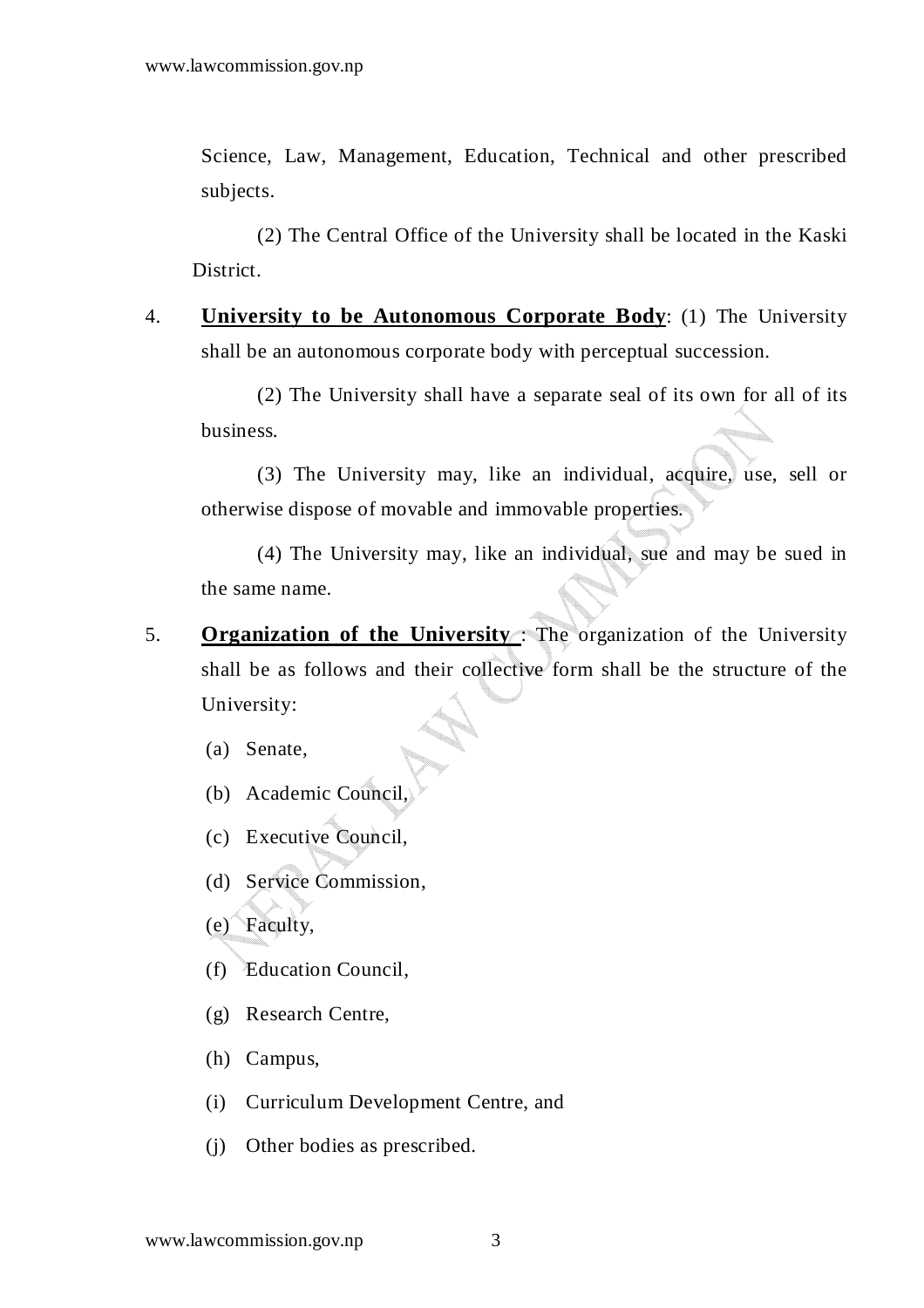Science, Law, Management, Education, Technical and other prescribed subjects.

(2) The Central Office of the University shall be located in the Kaski District.

4. **University to be Autonomous Corporate Body**: (1) The University shall be an autonomous corporate body with perceptual succession.

(2) The University shall have a separate seal of its own for all of its business.

(3) The University may, like an individual, acquire, use, sell or otherwise dispose of movable and immovable properties.

(4) The University may, like an individual, sue and may be sued in the same name.

5. **Organization of the University** : The organization of the University shall be as follows and their collective form shall be the structure of the University:

(a) Senate,

(b) Academic Council,

(c) Executive Council,

(d) Service Commission,

(e) Faculty,

(f) Education Council,

(g) Research Centre,

(h) Campus,

(i) Curriculum Development Centre, and

(j) Other bodies as prescribed.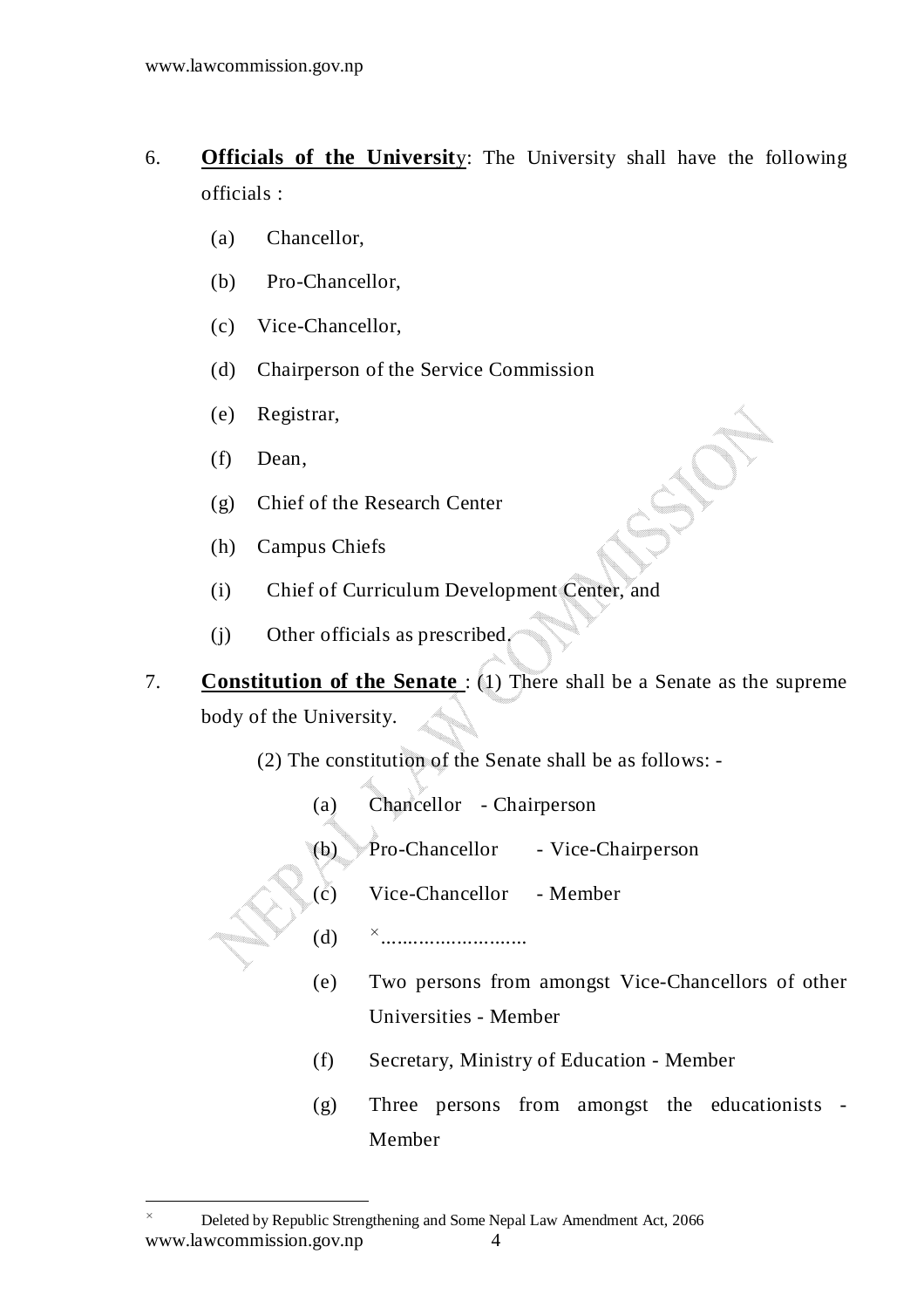6. **Officials of the University**: The University shall have the following officials :

   (a) Chancellor,

   (b) Pro-Chancellor,

   (c) Vice-Chancellor,

   (d) Chairperson of the Service Commission

   (e) Registrar,

   (f) Dean,

   (g) Chief of the Research Center

   (h) Campus Chiefs

   (i) Chief of Curriculum Development Center, and

   (j) Other officials as prescribed.

7. **Constitution of the Senate** : (1) There shall be a Senate as the supreme body of the University.

   (2) The constitution of the Senate shall be as follows: -

   (a) Chancellor - Chairperson

   (b) Pro-Chancellor - Vice-Chairperson

   (c) Vice-Chancellor - Member

   (d) [×]...........................

   (e) Two persons from amongst Vice-Chancellors of other Universities - Member

   (f) Secretary, Ministry of Education - Member

   (g) Three persons from amongst the educationists - Member

---

[×] Deleted by Republic Strengthening and Some Nepal Law Amendment Act, 2066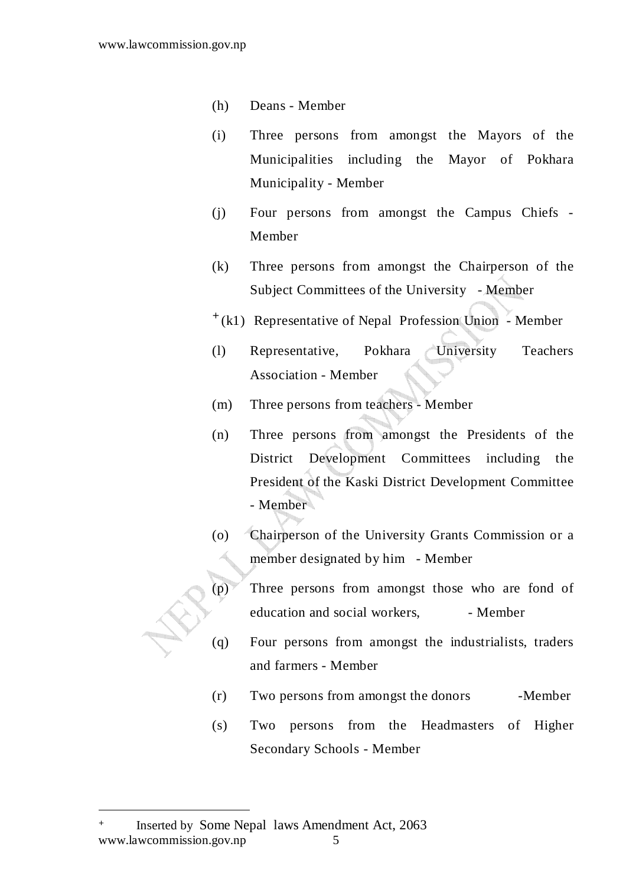(h) Deans - Member

(i) Three persons from amongst the Mayors of the Municipalities including the Mayor of Pokhara Municipality - Member

(j) Four persons from amongst the Campus Chiefs - Member

(k) Three persons from amongst the Chairperson of the Subject Committees of the University - Member

[+](k1) Representative of Nepal Profession Union - Member

(l) Representative, Pokhara University Teachers Association - Member

(m) Three persons from teachers - Member

(n) Three persons from amongst the Presidents of the District Development Committees including the President of the Kaski District Development Committee - Member

(o) Chairperson of the University Grants Commission or a member designated by him - Member

(p) Three persons from amongst those who are fond of education and social workers, - Member

(q) Four persons from amongst the industrialists, traders and farmers - Member

(r) Two persons from amongst the donors -Member

(s) Two persons from the Headmasters of Higher Secondary Schools - Member

---

[+] Inserted by Some Nepal laws Amendment Act, 2063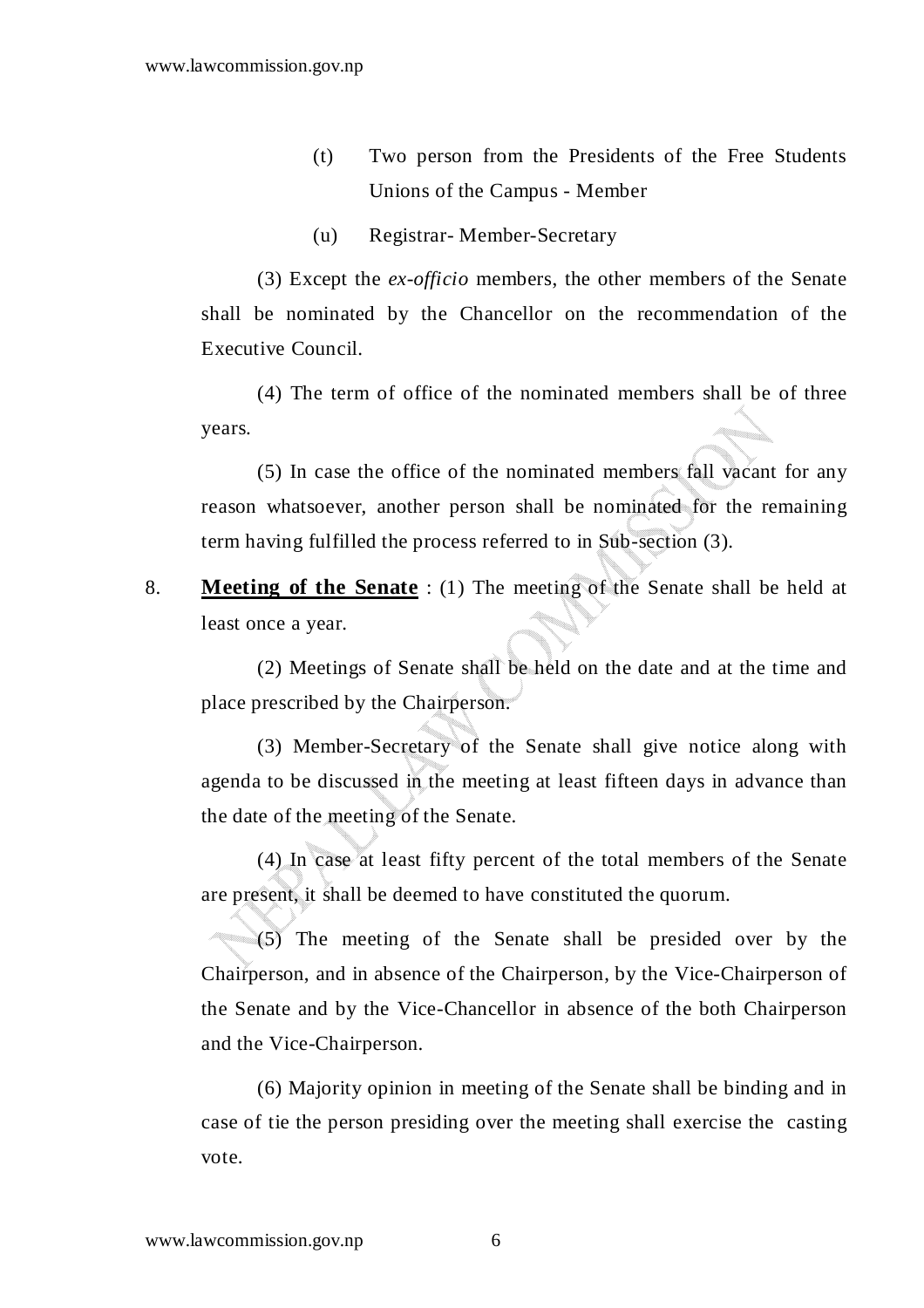(t) Two person from the Presidents of the Free Students Unions of the Campus - Member

(u) Registrar- Member-Secretary

(3) Except the *ex-officio* members, the other members of the Senate shall be nominated by the Chancellor on the recommendation of the Executive Council.

(4) The term of office of the nominated members shall be of three years.

(5) In case the office of the nominated members fall vacant for any reason whatsoever, another person shall be nominated for the remaining term having fulfilled the process referred to in Sub-section (3).

8. **Meeting of the Senate** : (1) The meeting of the Senate shall be held at least once a year.

(2) Meetings of Senate shall be held on the date and at the time and place prescribed by the Chairperson.

(3) Member-Secretary of the Senate shall give notice along with agenda to be discussed in the meeting at least fifteen days in advance than the date of the meeting of the Senate.

(4) In case at least fifty percent of the total members of the Senate are present, it shall be deemed to have constituted the quorum.

(5) The meeting of the Senate shall be presided over by the Chairperson, and in absence of the Chairperson, by the Vice-Chairperson of the Senate and by the Vice-Chancellor in absence of the both Chairperson and the Vice-Chairperson.

(6) Majority opinion in meeting of the Senate shall be binding and in case of tie the person presiding over the meeting shall exercise the casting vote.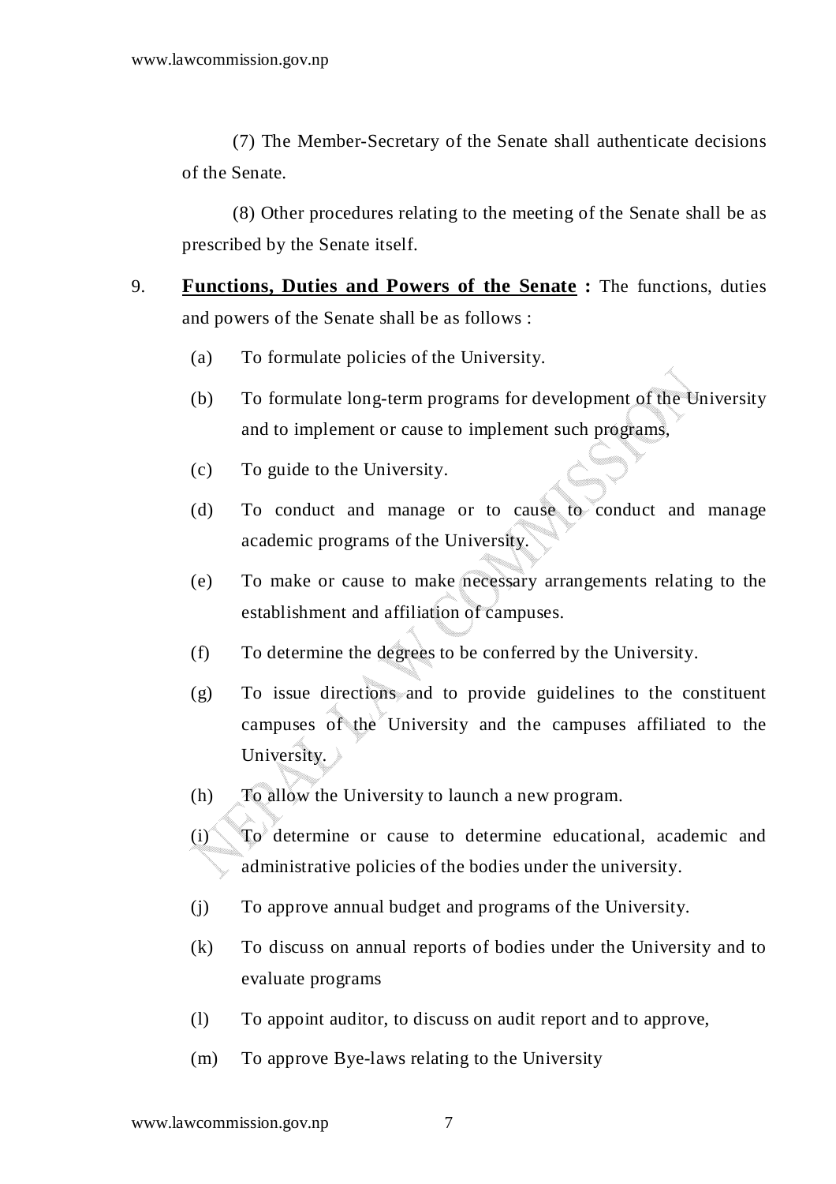(7) The Member-Secretary of the Senate shall authenticate decisions of the Senate.

(8) Other procedures relating to the meeting of the Senate shall be as prescribed by the Senate itself.

9. **Functions, Duties and Powers of the Senate :** The functions, duties and powers of the Senate shall be as follows :

(a) To formulate policies of the University.

(b) To formulate long-term programs for development of the University and to implement or cause to implement such programs,

(c) To guide to the University.

(d) To conduct and manage or to cause to conduct and manage academic programs of the University.

(e) To make or cause to make necessary arrangements relating to the establishment and affiliation of campuses.

(f) To determine the degrees to be conferred by the University.

(g) To issue directions and to provide guidelines to the constituent campuses of the University and the campuses affiliated to the University.

(h) To allow the University to launch a new program.

(i) To determine or cause to determine educational, academic and administrative policies of the bodies under the university.

(j) To approve annual budget and programs of the University.

(k) To discuss on annual reports of bodies under the University and to evaluate programs

(l) To appoint auditor, to discuss on audit report and to approve,

(m) To approve Bye-laws relating to the University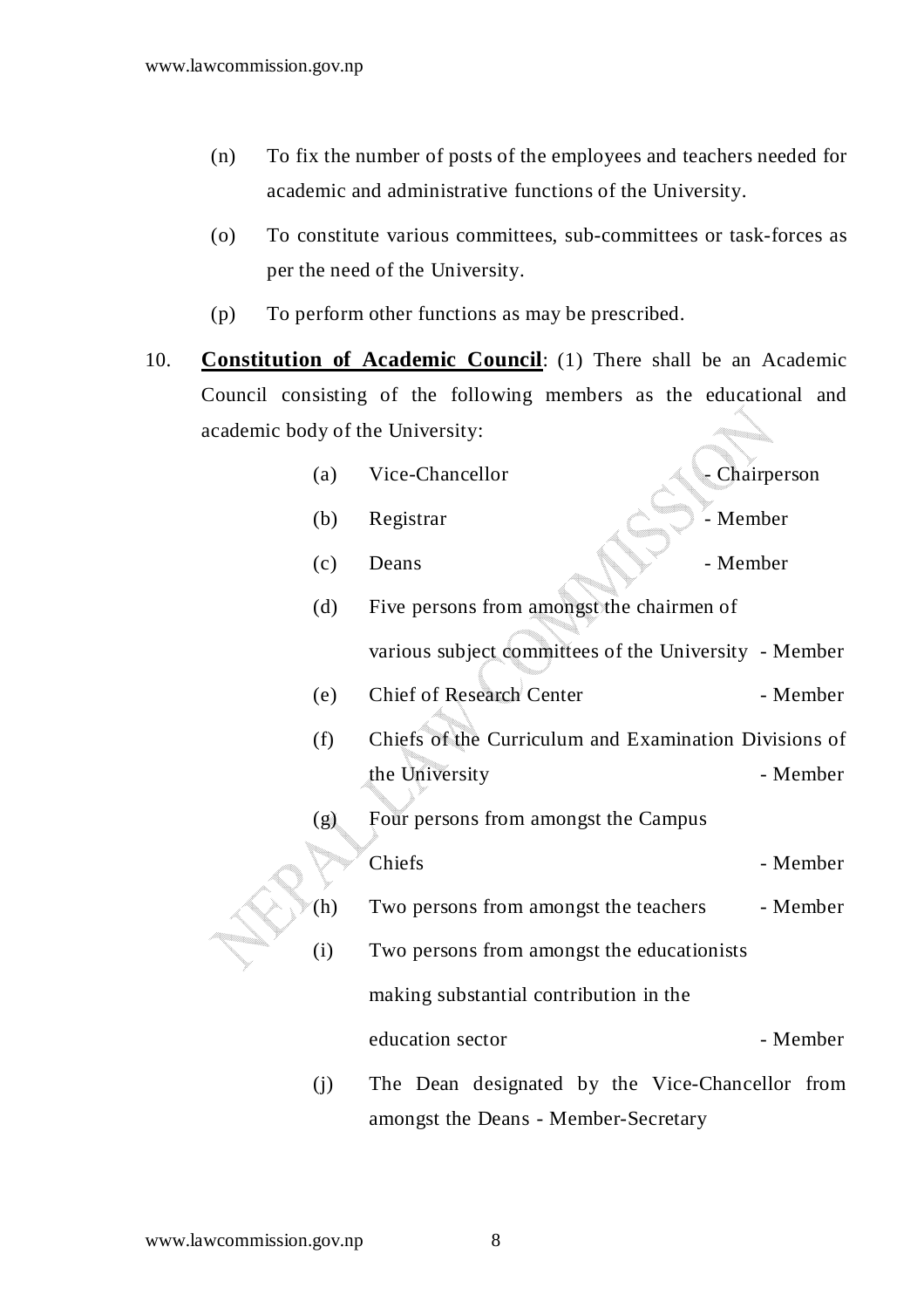(n) To fix the number of posts of the employees and teachers needed for academic and administrative functions of the University.

(o) To constitute various committees, sub-committees or task-forces as per the need of the University.

(p) To perform other functions as may be prescribed.

10. **Constitution of Academic Council**: (1) There shall be an Academic Council consisting of the following members as the educational and academic body of the University:

(a) Vice-Chancellor - Chairperson

(b) Registrar - Member

(c) Deans - Member

(d) Five persons from amongst the chairmen of various subject committees of the University - Member

(e) Chief of Research Center - Member

(f) Chiefs of the Curriculum and Examination Divisions of the University - Member

(g) Four persons from amongst the Campus Chiefs - Member

(h) Two persons from amongst the teachers - Member

(i) Two persons from amongst the educationists making substantial contribution in the education sector - Member

(j) The Dean designated by the Vice-Chancellor from amongst the Deans - Member-Secretary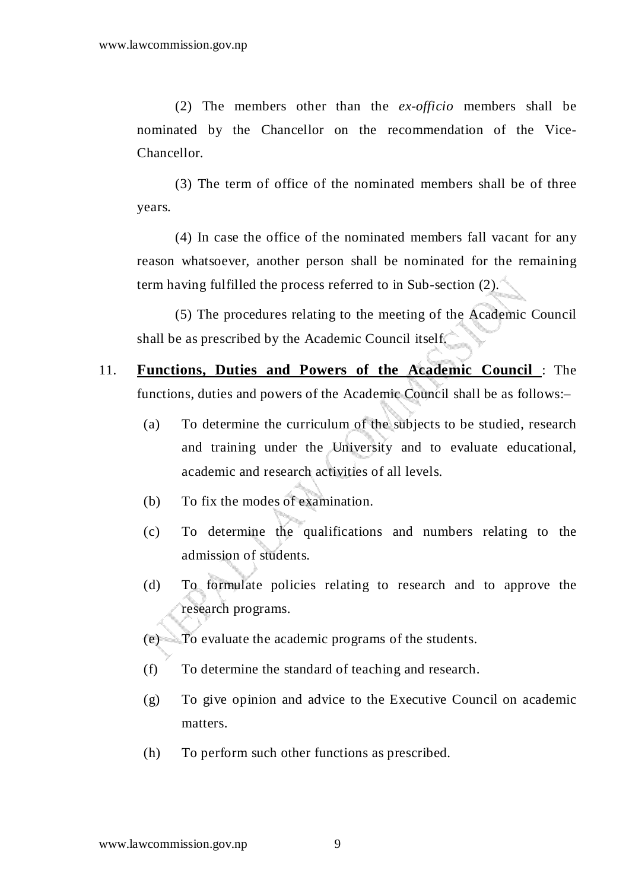(2) The members other than the *ex-officio* members shall be nominated by the Chancellor on the recommendation of the Vice-Chancellor.

(3) The term of office of the nominated members shall be of three years.

(4) In case the office of the nominated members fall vacant for any reason whatsoever, another person shall be nominated for the remaining term having fulfilled the process referred to in Sub-section (2).

(5) The procedures relating to the meeting of the Academic Council shall be as prescribed by the Academic Council itself.

11. **Functions, Duties and Powers of the Academic Council** : The functions, duties and powers of the Academic Council shall be as follows:–

(a) To determine the curriculum of the subjects to be studied, research and training under the University and to evaluate educational, academic and research activities of all levels.

(b) To fix the modes of examination.

(c) To determine the qualifications and numbers relating to the admission of students.

(d) To formulate policies relating to research and to approve the research programs.

(e) To evaluate the academic programs of the students.

(f) To determine the standard of teaching and research.

(g) To give opinion and advice to the Executive Council on academic matters.

(h) To perform such other functions as prescribed.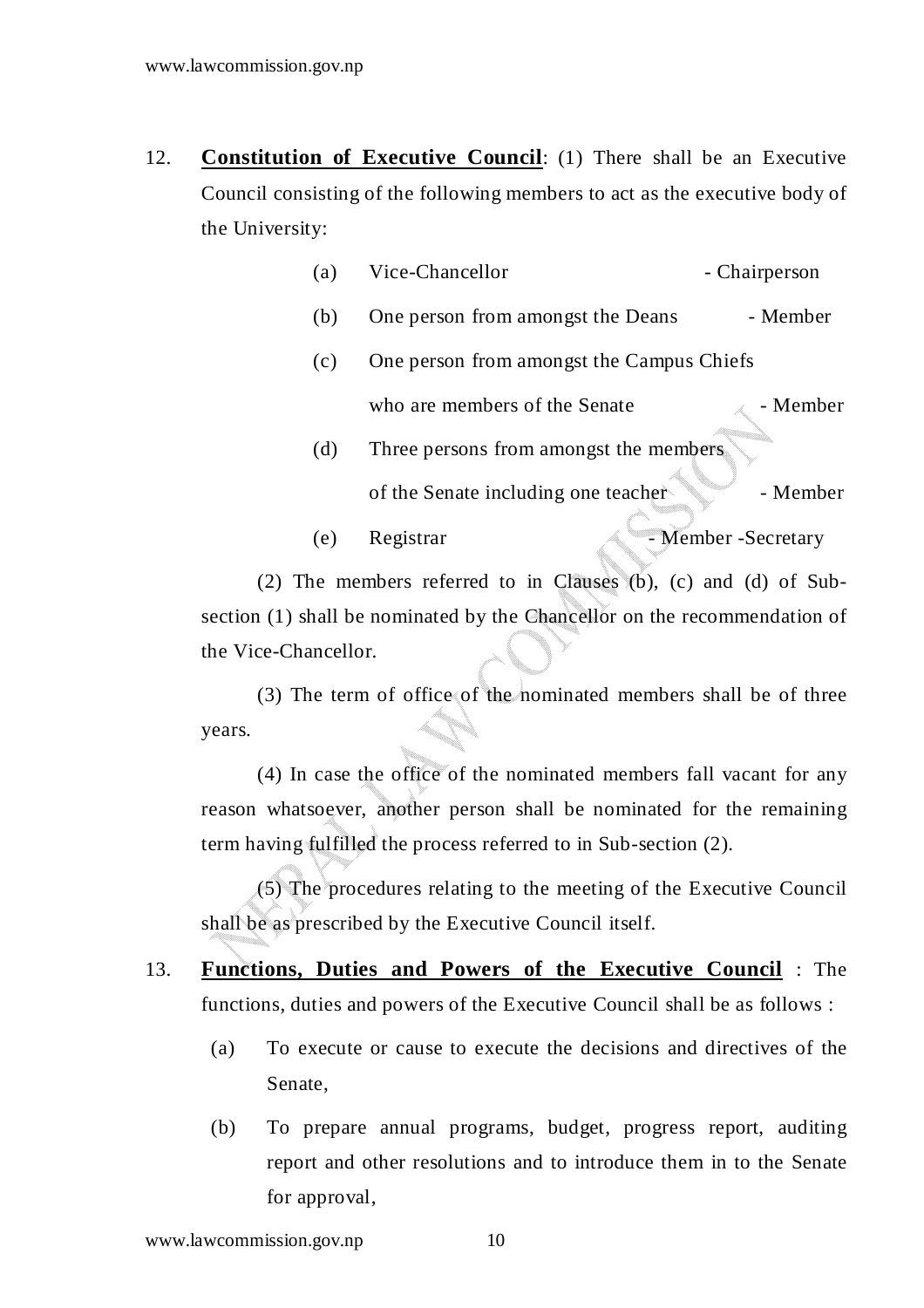12. **Constitution of Executive Council**: (1) There shall be an Executive Council consisting of the following members to act as the executive body of the University:

(a) Vice-Chancellor - Chairperson

(b) One person from amongst the Deans - Member

(c) One person from amongst the Campus Chiefs who are members of the Senate - Member

(d) Three persons from amongst the members of the Senate including one teacher - Member

(e) Registrar - Member -Secretary

(2) The members referred to in Clauses (b), (c) and (d) of Sub-section (1) shall be nominated by the Chancellor on the recommendation of the Vice-Chancellor.

(3) The term of office of the nominated members shall be of three years.

(4) In case the office of the nominated members fall vacant for any reason whatsoever, another person shall be nominated for the remaining term having fulfilled the process referred to in Sub-section (2).

(5) The procedures relating to the meeting of the Executive Council shall be as prescribed by the Executive Council itself.

13. **Functions, Duties and Powers of the Executive Council** : The functions, duties and powers of the Executive Council shall be as follows :

(a) To execute or cause to execute the decisions and directives of the Senate,

(b) To prepare annual programs, budget, progress report, auditing report and other resolutions and to introduce them in to the Senate for approval,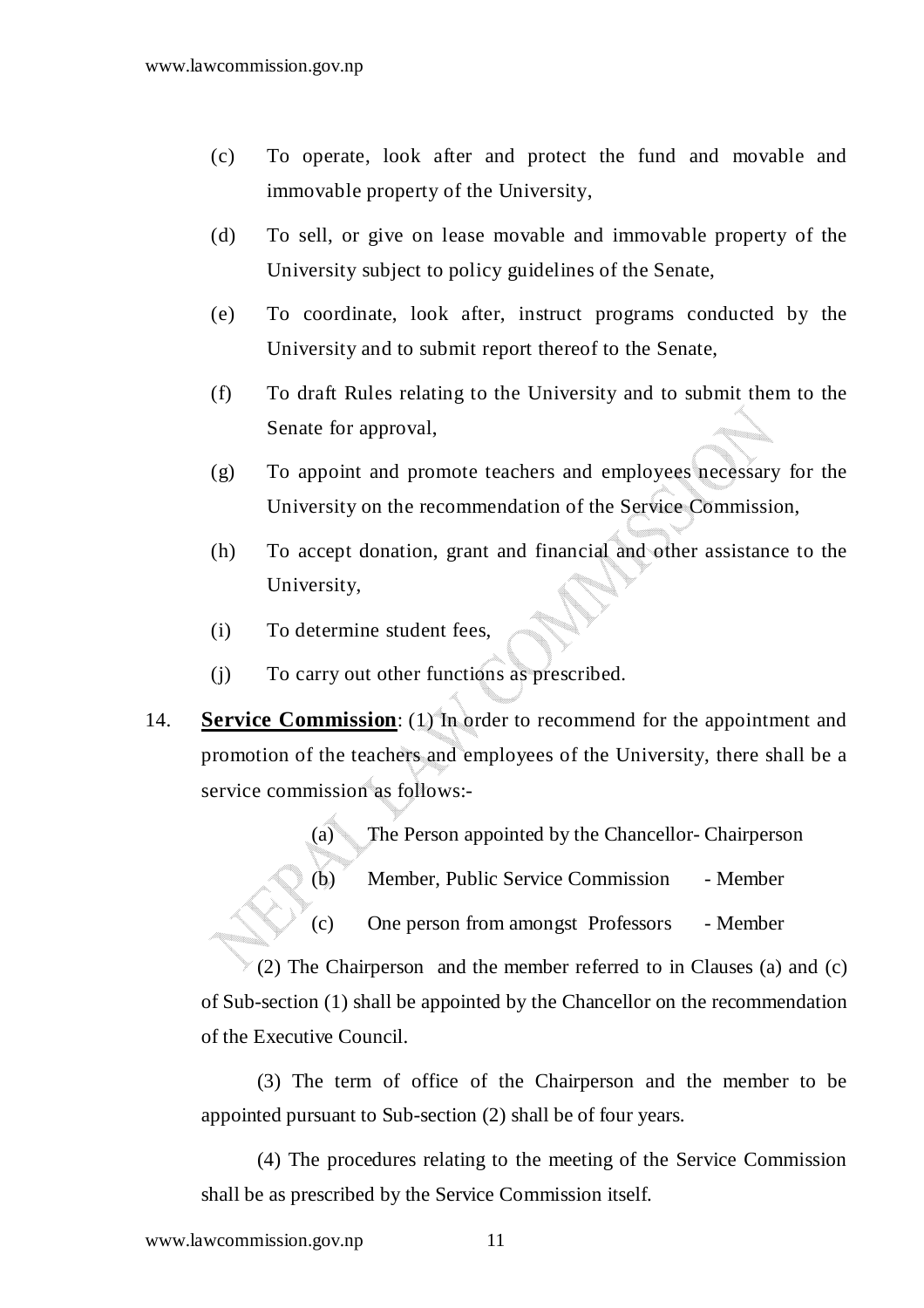(c) To operate, look after and protect the fund and movable and immovable property of the University,

(d) To sell, or give on lease movable and immovable property of the University subject to policy guidelines of the Senate,

(e) To coordinate, look after, instruct programs conducted by the University and to submit report thereof to the Senate,

(f) To draft Rules relating to the University and to submit them to the Senate for approval,

(g) To appoint and promote teachers and employees necessary for the University on the recommendation of the Service Commission,

(h) To accept donation, grant and financial and other assistance to the University,

(i) To determine student fees,

(j) To carry out other functions as prescribed.

14. **Service Commission**: (1) In order to recommend for the appointment and promotion of the teachers and employees of the University, there shall be a service commission as follows:-

(a) The Person appointed by the Chancellor - Chairperson

(b) Member, Public Service Commission - Member

(c) One person from amongst Professors - Member

(2) The Chairperson and the member referred to in Clauses (a) and (c) of Sub-section (1) shall be appointed by the Chancellor on the recommendation of the Executive Council.

(3) The term of office of the Chairperson and the member to be appointed pursuant to Sub-section (2) shall be of four years.

(4) The procedures relating to the meeting of the Service Commission shall be as prescribed by the Service Commission itself.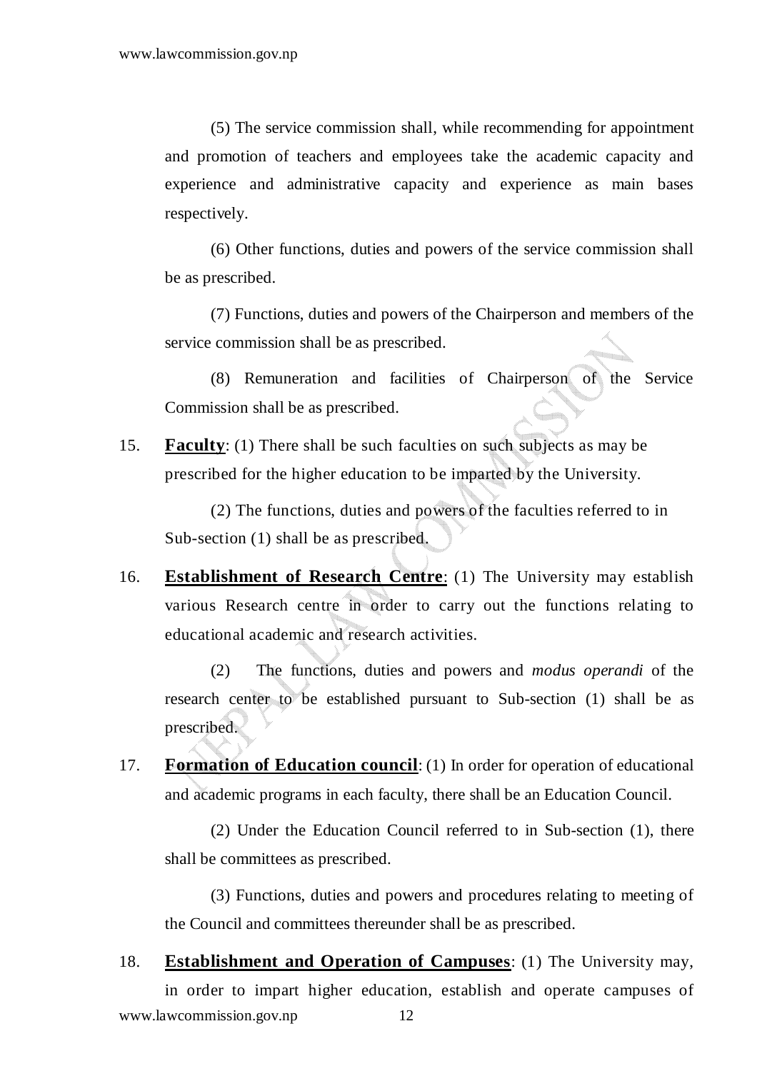(5) The service commission shall, while recommending for appointment and promotion of teachers and employees take the academic capacity and experience and administrative capacity and experience as main bases respectively.

(6) Other functions, duties and powers of the service commission shall be as prescribed.

(7) Functions, duties and powers of the Chairperson and members of the service commission shall be as prescribed.

(8) Remuneration and facilities of Chairperson of the Service Commission shall be as prescribed.

15. **Faculty**: (1) There shall be such faculties on such subjects as may be prescribed for the higher education to be imparted by the University.

(2) The functions, duties and powers of the faculties referred to in Sub-section (1) shall be as prescribed.

16. **Establishment of Research Centre**: (1) The University may establish various Research centre in order to carry out the functions relating to educational academic and research activities.

(2) The functions, duties and powers and *modus operandi* of the research center to be established pursuant to Sub-section (1) shall be as prescribed.

17. **Formation of Education council**: (1) In order for operation of educational and academic programs in each faculty, there shall be an Education Council.

(2) Under the Education Council referred to in Sub-section (1), there shall be committees as prescribed.

(3) Functions, duties and powers and procedures relating to meeting of the Council and committees thereunder shall be as prescribed.

18. **Establishment and Operation of Campuses**: (1) The University may, in order to impart higher education, establish and operate campuses of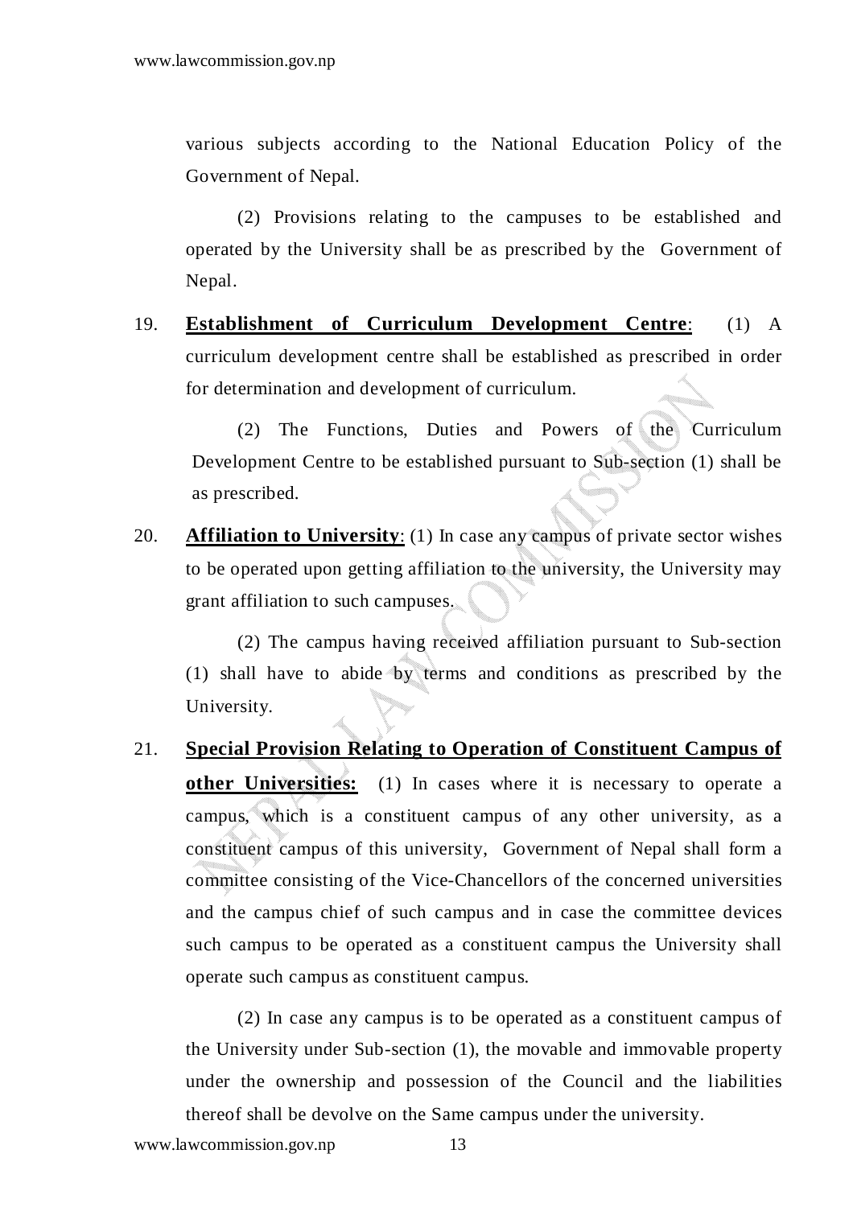various subjects according to the National Education Policy of the Government of Nepal.

(2) Provisions relating to the campuses to be established and operated by the University shall be as prescribed by the Government of Nepal.

19. **Establishment of Curriculum Development Centre**: (1) A curriculum development centre shall be established as prescribed in order for determination and development of curriculum.

(2) The Functions, Duties and Powers of the Curriculum Development Centre to be established pursuant to Sub-section (1) shall be as prescribed.

20. **Affiliation to University**: (1) In case any campus of private sector wishes to be operated upon getting affiliation to the university, the University may grant affiliation to such campuses.

(2) The campus having received affiliation pursuant to Sub-section (1) shall have to abide by terms and conditions as prescribed by the University.

21. **Special Provision Relating to Operation of Constituent Campus of other Universities:** (1) In cases where it is necessary to operate a campus, which is a constituent campus of any other university, as a constituent campus of this university, Government of Nepal shall form a committee consisting of the Vice-Chancellors of the concerned universities and the campus chief of such campus and in case the committee devices such campus to be operated as a constituent campus the University shall operate such campus as constituent campus.

(2) In case any campus is to be operated as a constituent campus of the University under Sub-section (1), the movable and immovable property under the ownership and possession of the Council and the liabilities thereof shall be devolve on the Same campus under the university.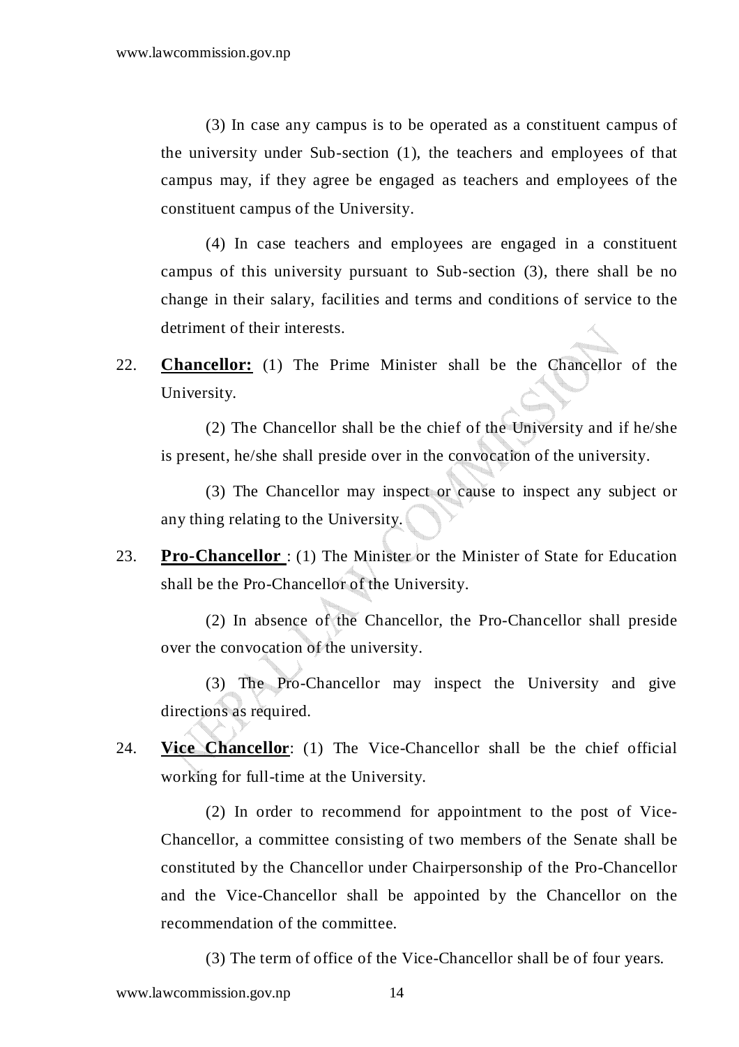(3) In case any campus is to be operated as a constituent campus of the university under Sub-section (1), the teachers and employees of that campus may, if they agree be engaged as teachers and employees of the constituent campus of the University.

(4) In case teachers and employees are engaged in a constituent campus of this university pursuant to Sub-section (3), there shall be no change in their salary, facilities and terms and conditions of service to the detriment of their interests.

22. **Chancellor:** (1) The Prime Minister shall be the Chancellor of the University.

(2) The Chancellor shall be the chief of the University and if he/she is present, he/she shall preside over in the convocation of the university.

(3) The Chancellor may inspect or cause to inspect any subject or any thing relating to the University.

23. **Pro-Chancellor** : (1) The Minister or the Minister of State for Education shall be the Pro-Chancellor of the University.

(2) In absence of the Chancellor, the Pro-Chancellor shall preside over the convocation of the university.

(3) The Pro-Chancellor may inspect the University and give directions as required.

24. **Vice Chancellor**: (1) The Vice-Chancellor shall be the chief official working for full-time at the University.

(2) In order to recommend for appointment to the post of Vice-Chancellor, a committee consisting of two members of the Senate shall be constituted by the Chancellor under Chairpersonship of the Pro-Chancellor and the Vice-Chancellor shall be appointed by the Chancellor on the recommendation of the committee.

(3) The term of office of the Vice-Chancellor shall be of four years.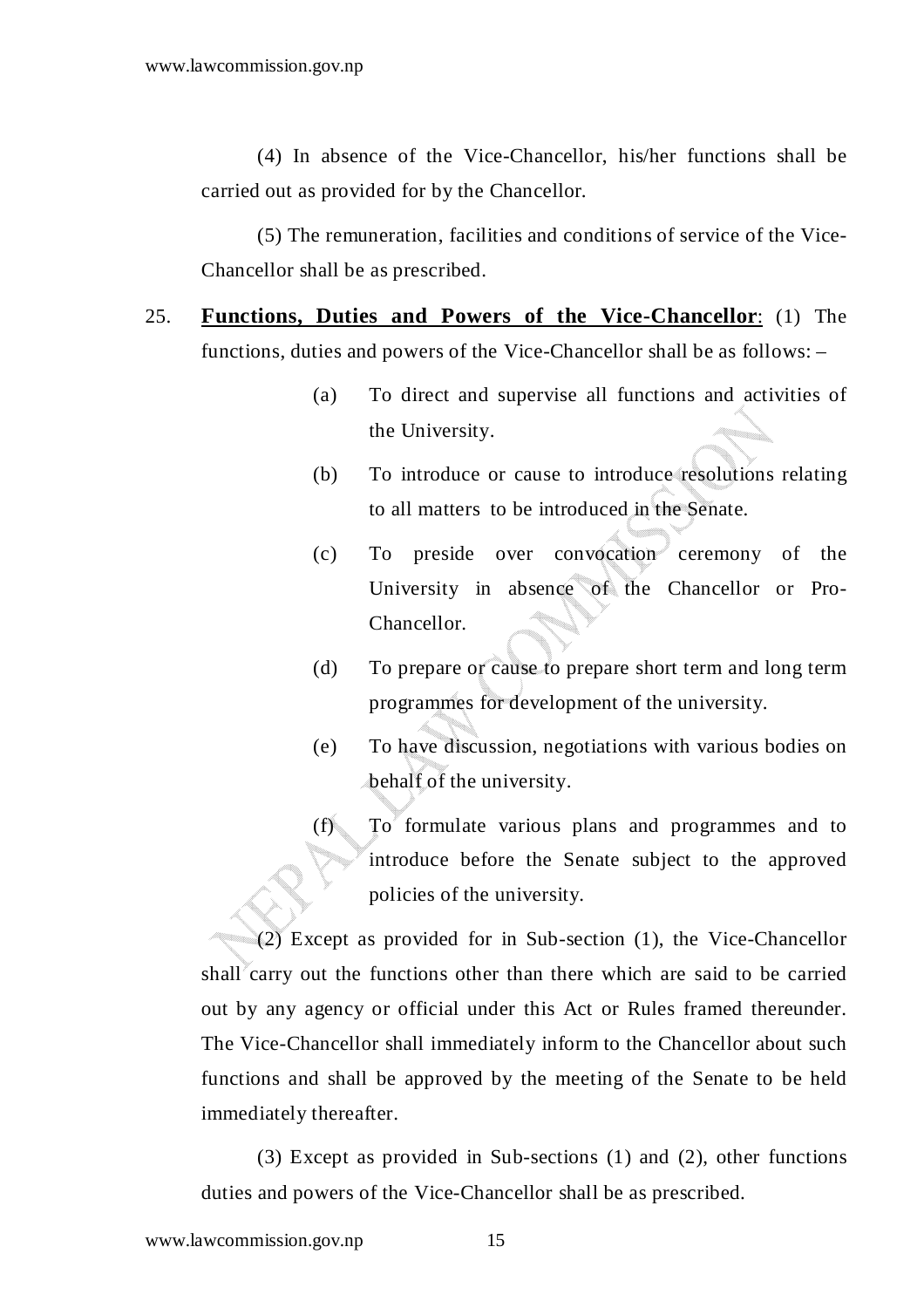(4) In absence of the Vice-Chancellor, his/her functions shall be carried out as provided for by the Chancellor.

(5) The remuneration, facilities and conditions of service of the Vice-Chancellor shall be as prescribed.

25. **<u>Functions, Duties and Powers of the Vice-Chancellor</u>**: (1) The functions, duties and powers of the Vice-Chancellor shall be as follows: –

- (a) To direct and supervise all functions and activities of the University.
- (b) To introduce or cause to introduce resolutions relating to all matters to be introduced in the Senate.
- (c) To preside over convocation ceremony of the University in absence of the Chancellor or Pro-Chancellor.
- (d) To prepare or cause to prepare short term and long term programmes for development of the university.
- (e) To have discussion, negotiations with various bodies on behalf of the university.
- (f) To formulate various plans and programmes and to introduce before the Senate subject to the approved policies of the university.

(2) Except as provided for in Sub-section (1), the Vice-Chancellor shall carry out the functions other than there which are said to be carried out by any agency or official under this Act or Rules framed thereunder. The Vice-Chancellor shall immediately inform to the Chancellor about such functions and shall be approved by the meeting of the Senate to be held immediately thereafter.

(3) Except as provided in Sub-sections (1) and (2), other functions duties and powers of the Vice-Chancellor shall be as prescribed.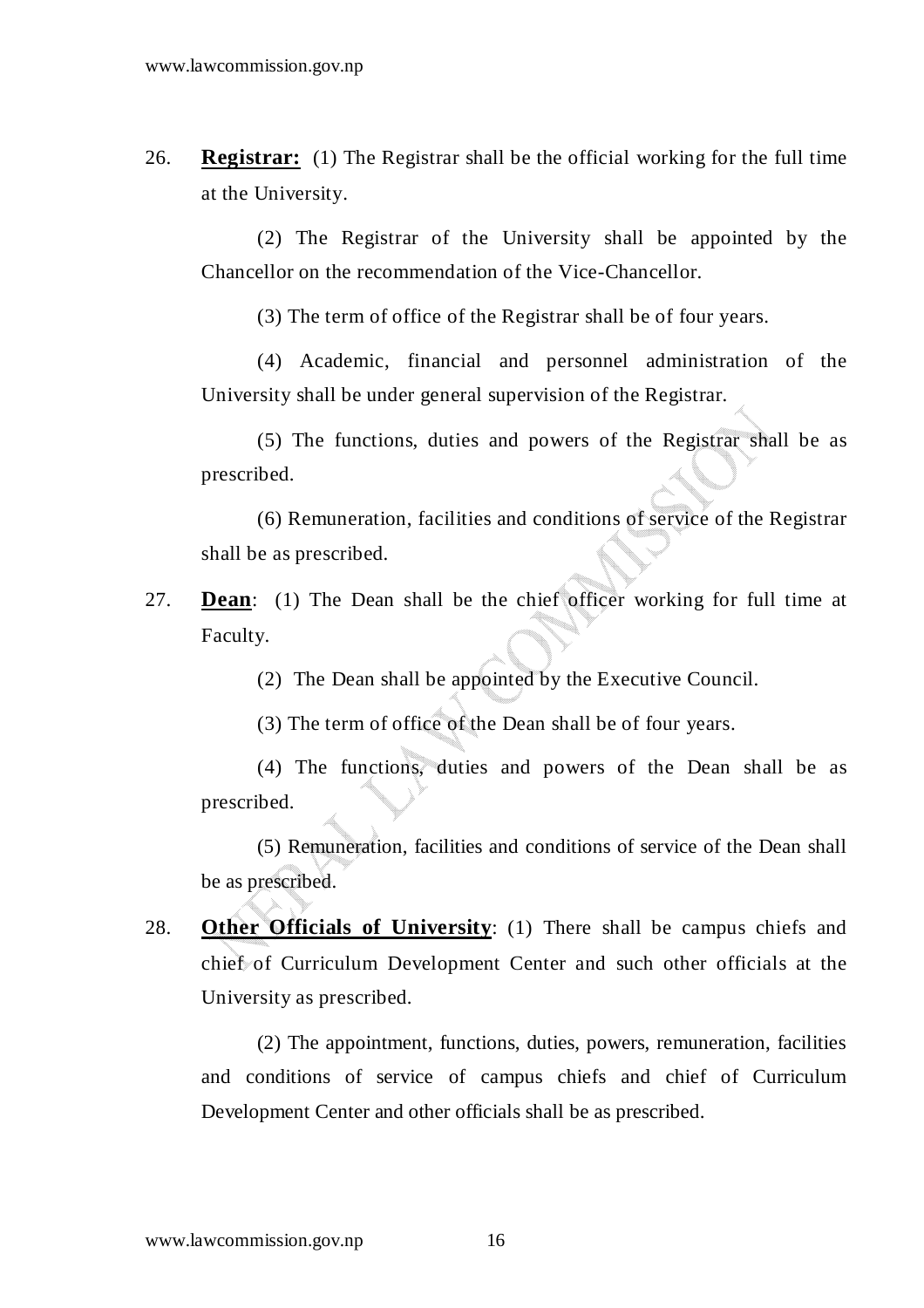26. **Registrar:** (1) The Registrar shall be the official working for the full time at the University.

(2) The Registrar of the University shall be appointed by the Chancellor on the recommendation of the Vice-Chancellor.

(3) The term of office of the Registrar shall be of four years.

(4) Academic, financial and personnel administration of the University shall be under general supervision of the Registrar.

(5) The functions, duties and powers of the Registrar shall be as prescribed.

(6) Remuneration, facilities and conditions of service of the Registrar shall be as prescribed.

27. **Dean**: (1) The Dean shall be the chief officer working for full time at Faculty.

(2) The Dean shall be appointed by the Executive Council.

(3) The term of office of the Dean shall be of four years.

(4) The functions, duties and powers of the Dean shall be as prescribed.

(5) Remuneration, facilities and conditions of service of the Dean shall be as prescribed.

28. **Other Officials of University**: (1) There shall be campus chiefs and chief of Curriculum Development Center and such other officials at the University as prescribed.

(2) The appointment, functions, duties, powers, remuneration, facilities and conditions of service of campus chiefs and chief of Curriculum Development Center and other officials shall be as prescribed.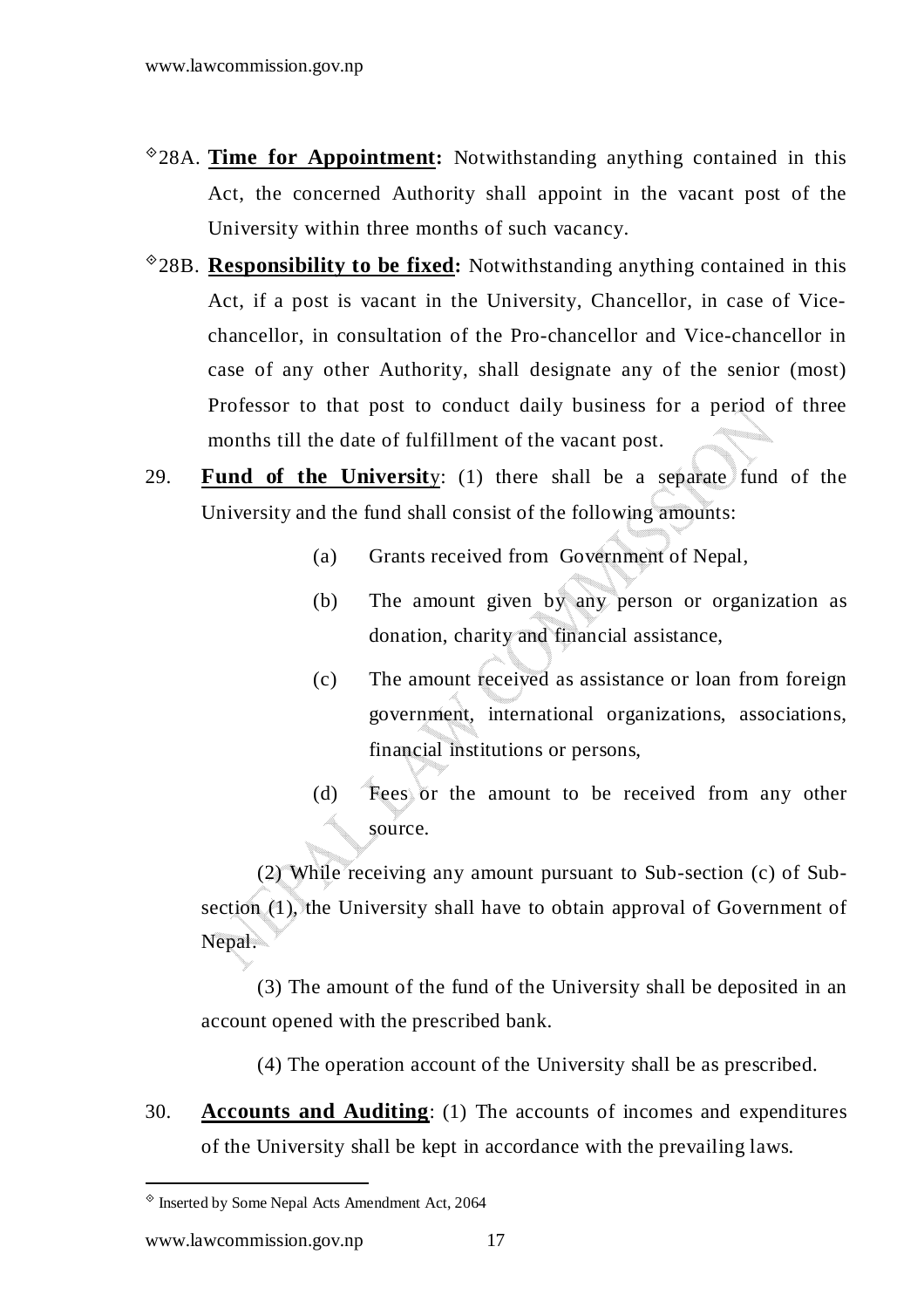[◊]28A. **Time for Appointment:** Notwithstanding anything contained in this Act, the concerned Authority shall appoint in the vacant post of the University within three months of such vacancy.

[◊]28B. **Responsibility to be fixed:** Notwithstanding anything contained in this Act, if a post is vacant in the University, Chancellor, in case of Vice-chancellor, in consultation of the Pro-chancellor and Vice-chancellor in case of any other Authority, shall designate any of the senior (most) Professor to that post to conduct daily business for a period of three months till the date of fulfillment of the vacant post.

29. **Fund of the University**: (1) there shall be a separate fund of the University and the fund shall consist of the following amounts:

(a) Grants received from Government of Nepal,

(b) The amount given by any person or organization as donation, charity and financial assistance,

(c) The amount received as assistance or loan from foreign government, international organizations, associations, financial institutions or persons,

(d) Fees or the amount to be received from any other source.

(2) While receiving any amount pursuant to Sub-section (c) of Sub-section (1), the University shall have to obtain approval of Government of Nepal.

(3) The amount of the fund of the University shall be deposited in an account opened with the prescribed bank.

(4) The operation account of the University shall be as prescribed.

30. **Accounts and Auditing**: (1) The accounts of incomes and expenditures of the University shall be kept in accordance with the prevailing laws.

---

[◊] Inserted by Some Nepal Acts Amendment Act, 2064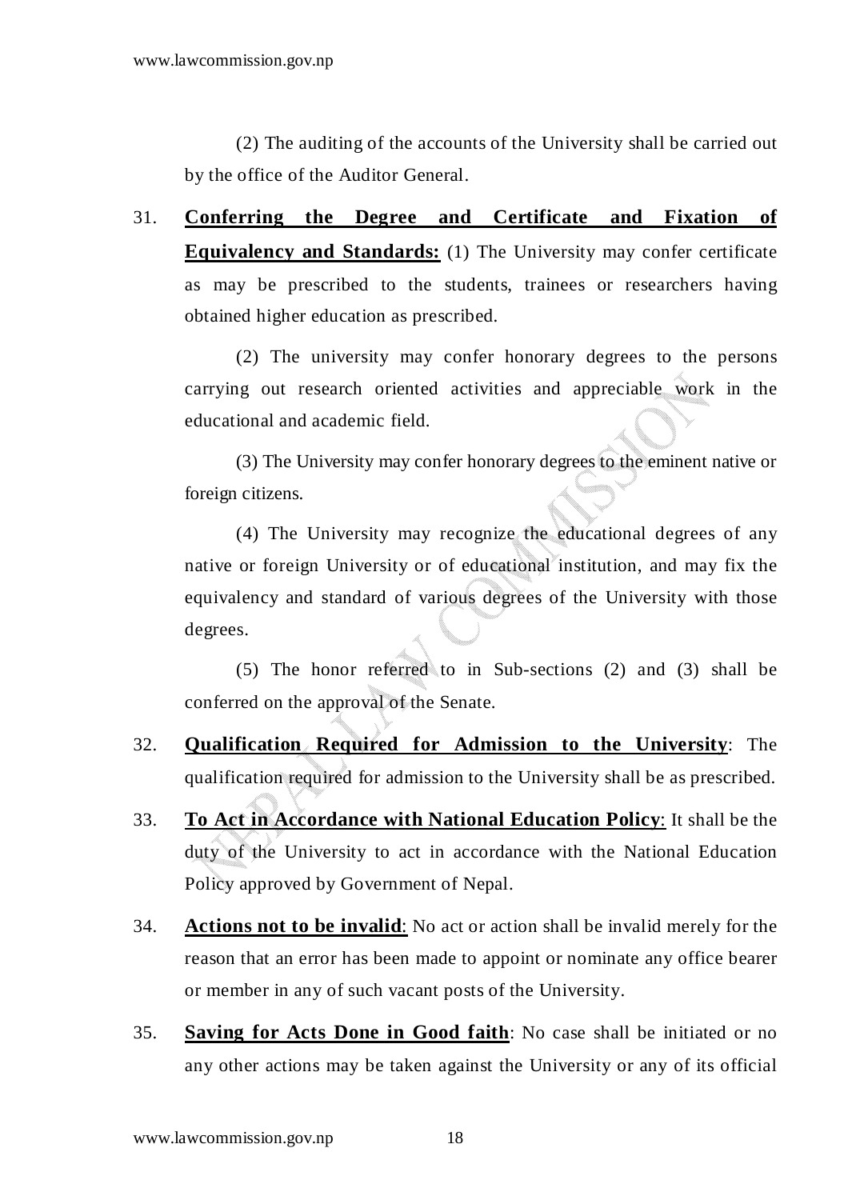(2) The auditing of the accounts of the University shall be carried out by the office of the Auditor General.

31. **Conferring the Degree and Certificate and Fixation of Equivalency and Standards:** (1) The University may confer certificate as may be prescribed to the students, trainees or researchers having obtained higher education as prescribed.

(2) The university may confer honorary degrees to the persons carrying out research oriented activities and appreciable work in the educational and academic field.

(3) The University may confer honorary degrees to the eminent native or foreign citizens.

(4) The University may recognize the educational degrees of any native or foreign University or of educational institution, and may fix the equivalency and standard of various degrees of the University with those degrees.

(5) The honor referred to in Sub-sections (2) and (3) shall be conferred on the approval of the Senate.

32. **Qualification Required for Admission to the University**: The qualification required for admission to the University shall be as prescribed.

33. **To Act in Accordance with National Education Policy**: It shall be the duty of the University to act in accordance with the National Education Policy approved by Government of Nepal.

34. **Actions not to be invalid**: No act or action shall be invalid merely for the reason that an error has been made to appoint or nominate any office bearer or member in any of such vacant posts of the University.

35. **Saving for Acts Done in Good faith**: No case shall be initiated or no any other actions may be taken against the University or any of its official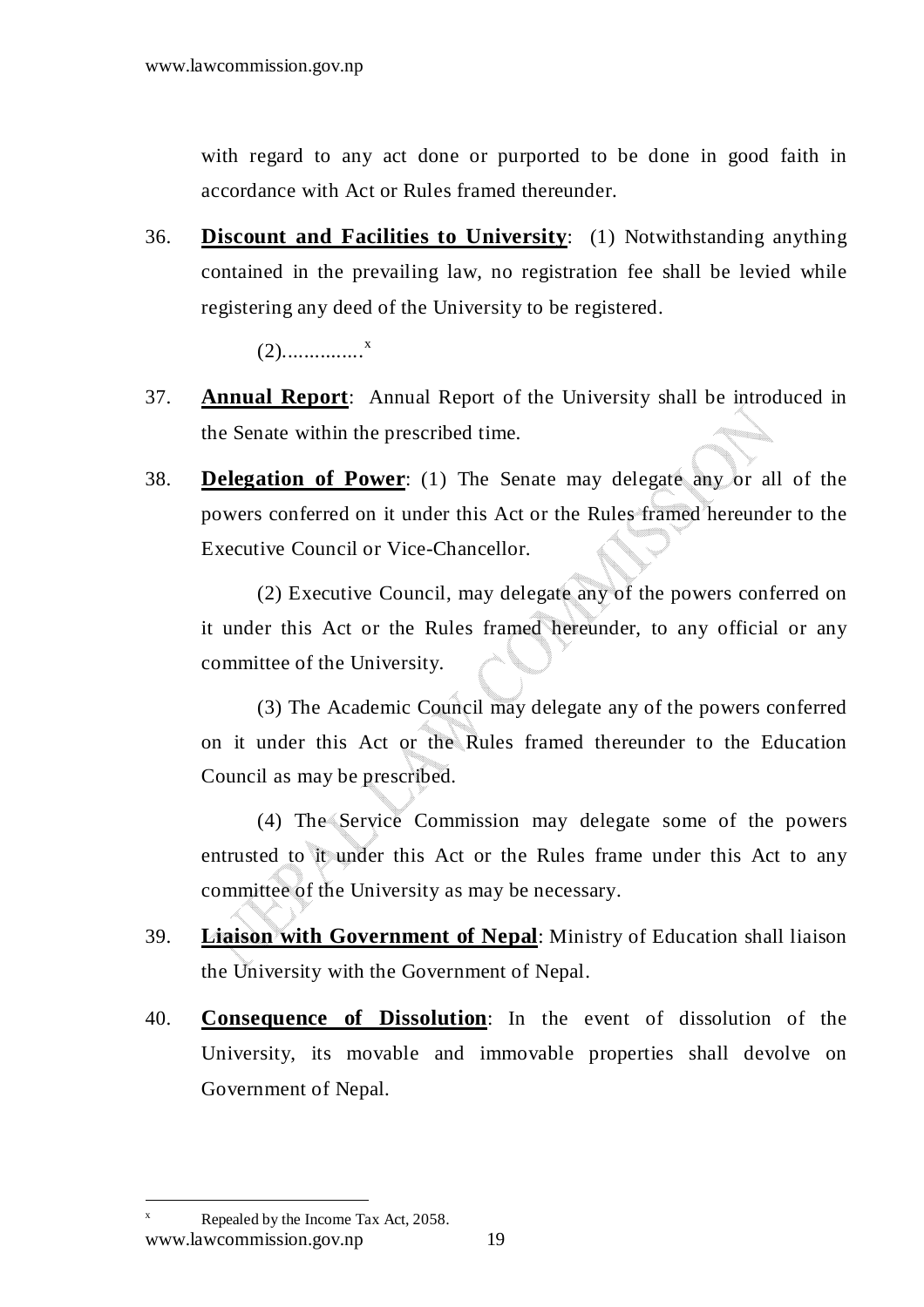with regard to any act done or purported to be done in good faith in accordance with Act or Rules framed thereunder.

36. **Discount and Facilities to University**: (1) Notwithstanding anything contained in the prevailing law, no registration fee shall be levied while registering any deed of the University to be registered.

    (2)..............[x]

37. **Annual Report**: Annual Report of the University shall be introduced in the Senate within the prescribed time.

38. **Delegation of Power**: (1) The Senate may delegate any or all of the powers conferred on it under this Act or the Rules framed hereunder to the Executive Council or Vice-Chancellor.

    (2) Executive Council, may delegate any of the powers conferred on it under this Act or the Rules framed hereunder, to any official or any committee of the University.

    (3) The Academic Council may delegate any of the powers conferred on it under this Act or the Rules framed thereunder to the Education Council as may be prescribed.

    (4) The Service Commission may delegate some of the powers entrusted to it under this Act or the Rules frame under this Act to any committee of the University as may be necessary.

39. **Liaison with Government of Nepal**: Ministry of Education shall liaison the University with the Government of Nepal.

40. **Consequence of Dissolution**: In the event of dissolution of the University, its movable and immovable properties shall devolve on Government of Nepal.

---

[x] Repealed by the Income Tax Act, 2058.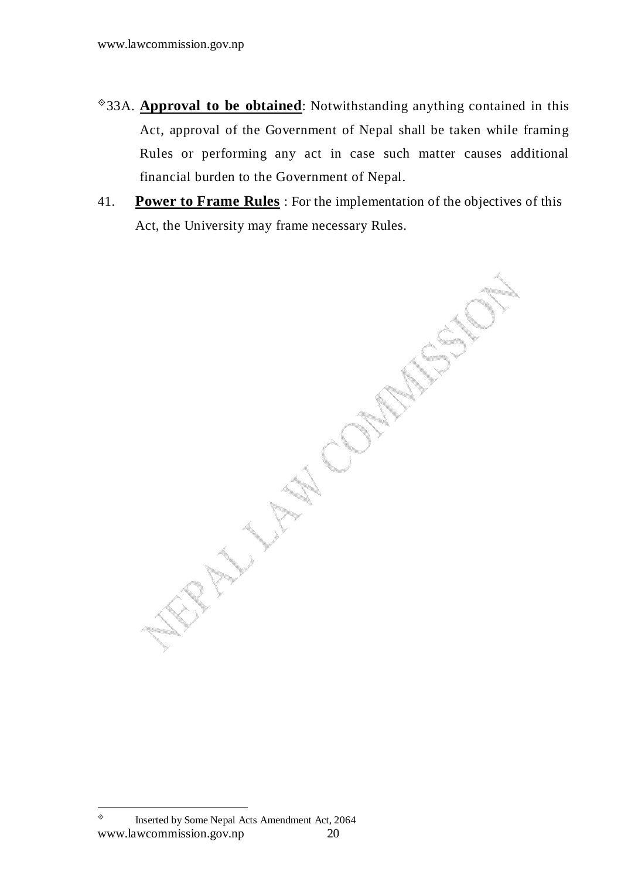[◊]33A. **Approval to be obtained**: Notwithstanding anything contained in this Act, approval of the Government of Nepal shall be taken while framing Rules or performing any act in case such matter causes additional financial burden to the Government of Nepal.

41. **Power to Frame Rules** : For the implementation of the objectives of this Act, the University may frame necessary Rules.

---

[◊] Inserted by Some Nepal Acts Amendment Act, 2064